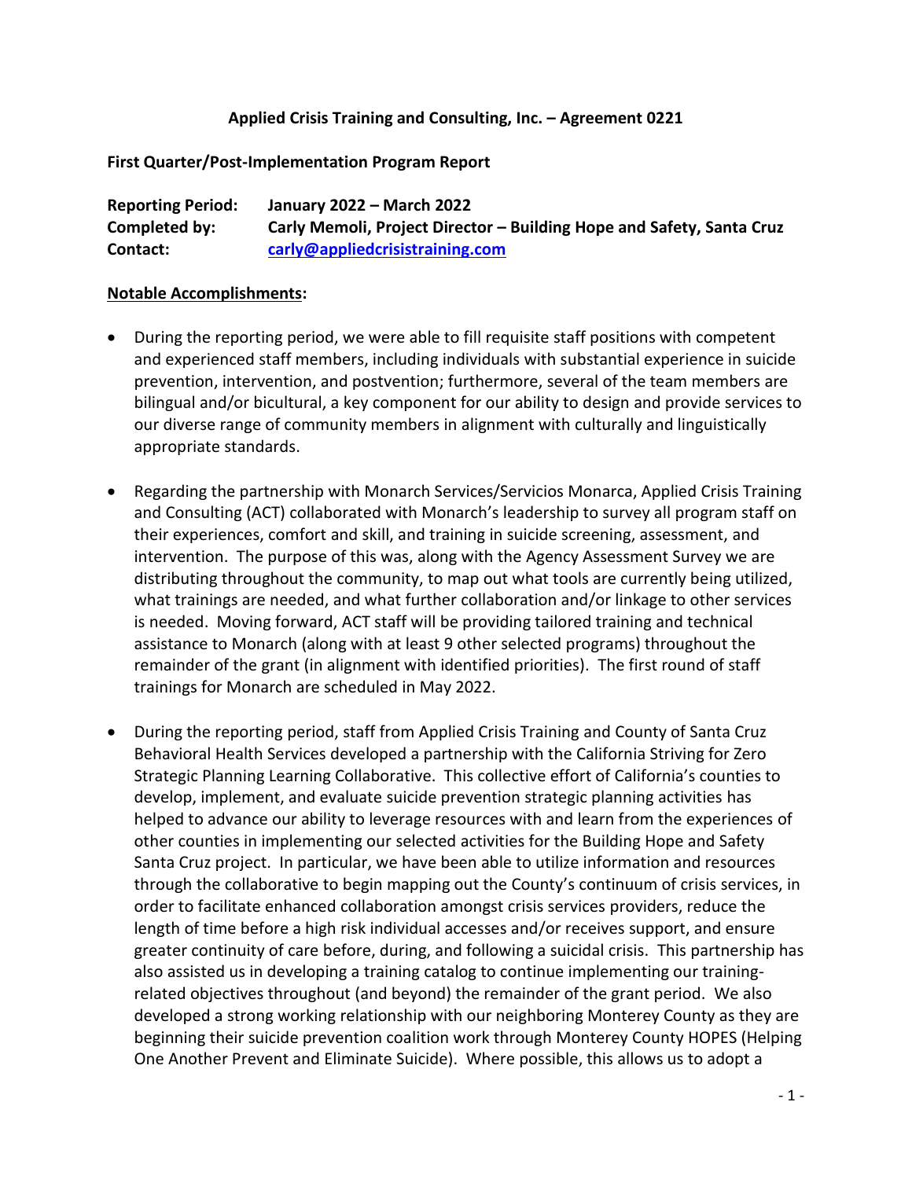**Applied Crisis Training and Consulting, Inc. – Agreement 0221**

**First Quarter/Post-Implementation Program Report**

**Reporting Period:** **January 2022 – March 2022**
**Completed by:** **Carly Memoli, Project Director – Building Hope and Safety, Santa Cruz**
**Contact:** **[carly@appliedcrisistraining.com](mailto:carly@appliedcrisistraining.com)**

**Notable Accomplishments:**

- During the reporting period, we were able to fill requisite staff positions with competent and experienced staff members, including individuals with substantial experience in suicide prevention, intervention, and postvention; furthermore, several of the team members are bilingual and/or bicultural, a key component for our ability to design and provide services to our diverse range of community members in alignment with culturally and linguistically appropriate standards.

- Regarding the partnership with Monarch Services/Servicios Monarca, Applied Crisis Training and Consulting (ACT) collaborated with Monarch's leadership to survey all program staff on their experiences, comfort and skill, and training in suicide screening, assessment, and intervention. The purpose of this was, along with the Agency Assessment Survey we are distributing throughout the community, to map out what tools are currently being utilized, what trainings are needed, and what further collaboration and/or linkage to other services is needed. Moving forward, ACT staff will be providing tailored training and technical assistance to Monarch (along with at least 9 other selected programs) throughout the remainder of the grant (in alignment with identified priorities). The first round of staff trainings for Monarch are scheduled in May 2022.

- During the reporting period, staff from Applied Crisis Training and County of Santa Cruz Behavioral Health Services developed a partnership with the California Striving for Zero Strategic Planning Learning Collaborative. This collective effort of California's counties to develop, implement, and evaluate suicide prevention strategic planning activities has helped to advance our ability to leverage resources with and learn from the experiences of other counties in implementing our selected activities for the Building Hope and Safety Santa Cruz project. In particular, we have been able to utilize information and resources through the collaborative to begin mapping out the County's continuum of crisis services, in order to facilitate enhanced collaboration amongst crisis services providers, reduce the length of time before a high risk individual accesses and/or receives support, and ensure greater continuity of care before, during, and following a suicidal crisis. This partnership has also assisted us in developing a training catalog to continue implementing our training-related objectives throughout (and beyond) the remainder of the grant period. We also developed a strong working relationship with our neighboring Monterey County as they are beginning their suicide prevention coalition work through Monterey County HOPES (Helping One Another Prevent and Eliminate Suicide). Where possible, this allows us to adopt a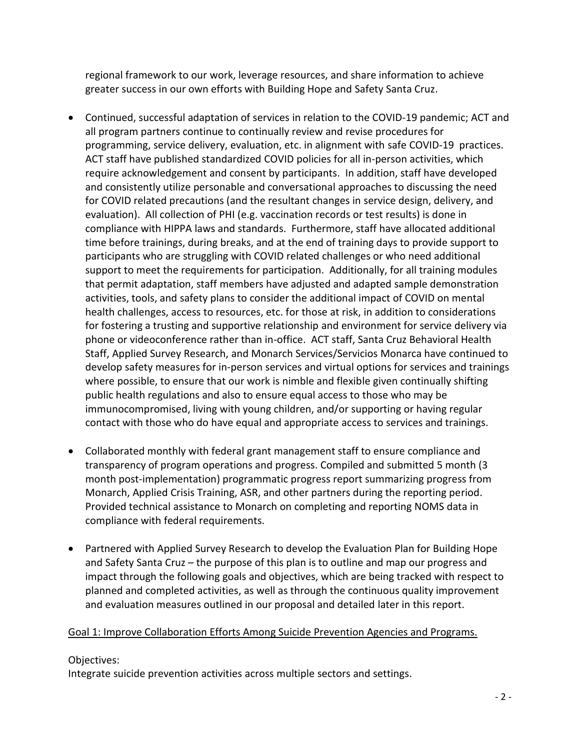regional framework to our work, leverage resources, and share information to achieve greater success in our own efforts with Building Hope and Safety Santa Cruz.

- Continued, successful adaptation of services in relation to the COVID-19 pandemic; ACT and all program partners continue to continually review and revise procedures for programming, service delivery, evaluation, etc. in alignment with safe COVID-19 practices. ACT staff have published standardized COVID policies for all in-person activities, which require acknowledgement and consent by participants. In addition, staff have developed and consistently utilize personable and conversational approaches to discussing the need for COVID related precautions (and the resultant changes in service design, delivery, and evaluation). All collection of PHI (e.g. vaccination records or test results) is done in compliance with HIPPA laws and standards. Furthermore, staff have allocated additional time before trainings, during breaks, and at the end of training days to provide support to participants who are struggling with COVID related challenges or who need additional support to meet the requirements for participation. Additionally, for all training modules that permit adaptation, staff members have adjusted and adapted sample demonstration activities, tools, and safety plans to consider the additional impact of COVID on mental health challenges, access to resources, etc. for those at risk, in addition to considerations for fostering a trusting and supportive relationship and environment for service delivery via phone or videoconference rather than in-office. ACT staff, Santa Cruz Behavioral Health Staff, Applied Survey Research, and Monarch Services/Servicios Monarca have continued to develop safety measures for in-person services and virtual options for services and trainings where possible, to ensure that our work is nimble and flexible given continually shifting public health regulations and also to ensure equal access to those who may be immunocompromised, living with young children, and/or supporting or having regular contact with those who do have equal and appropriate access to services and trainings.

- Collaborated monthly with federal grant management staff to ensure compliance and transparency of program operations and progress. Compiled and submitted 5 month (3 month post-implementation) programmatic progress report summarizing progress from Monarch, Applied Crisis Training, ASR, and other partners during the reporting period. Provided technical assistance to Monarch on completing and reporting NOMS data in compliance with federal requirements.

- Partnered with Applied Survey Research to develop the Evaluation Plan for Building Hope and Safety Santa Cruz – the purpose of this plan is to outline and map our progress and impact through the following goals and objectives, which are being tracked with respect to planned and completed activities, as well as through the continuous quality improvement and evaluation measures outlined in our proposal and detailed later in this report.

Goal 1: Improve Collaboration Efforts Among Suicide Prevention Agencies and Programs.

Objectives:
Integrate suicide prevention activities across multiple sectors and settings.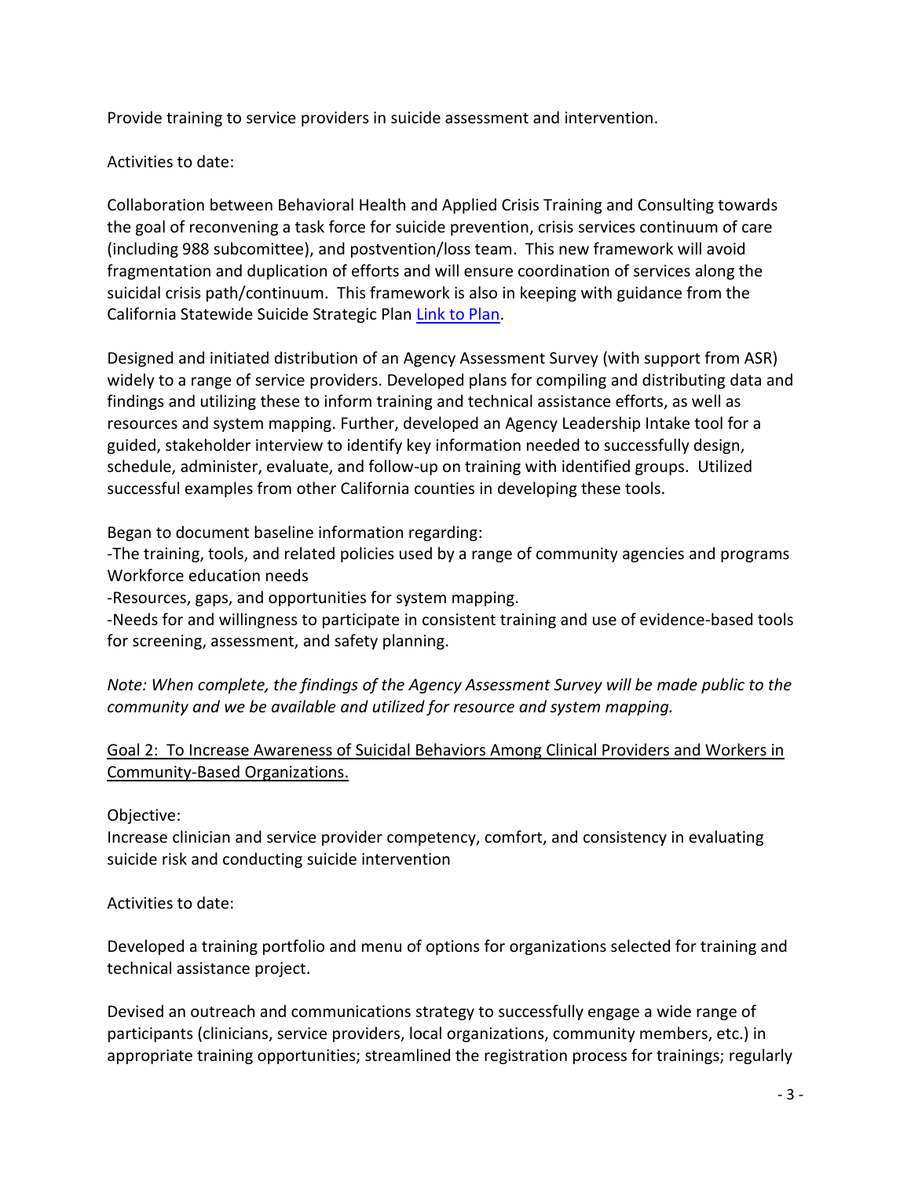Provide training to service providers in suicide assessment and intervention.

Activities to date:

Collaboration between Behavioral Health and Applied Crisis Training and Consulting towards the goal of reconvening a task force for suicide prevention, crisis services continuum of care (including 988 subcomittee), and postvention/loss team. This new framework will avoid fragmentation and duplication of efforts and will ensure coordination of services along the suicidal crisis path/continuum. This framework is also in keeping with guidance from the California Statewide Suicide Strategic Plan [Link to Plan].

Designed and initiated distribution of an Agency Assessment Survey (with support from ASR) widely to a range of service providers. Developed plans for compiling and distributing data and findings and utilizing these to inform training and technical assistance efforts, as well as resources and system mapping. Further, developed an Agency Leadership Intake tool for a guided, stakeholder interview to identify key information needed to successfully design, schedule, administer, evaluate, and follow-up on training with identified groups. Utilized successful examples from other California counties in developing these tools.

Began to document baseline information regarding:
-The training, tools, and related policies used by a range of community agencies and programs Workforce education needs
-Resources, gaps, and opportunities for system mapping.
-Needs for and willingness to participate in consistent training and use of evidence-based tools for screening, assessment, and safety planning.

*Note: When complete, the findings of the Agency Assessment Survey will be made public to the community and we be available and utilized for resource and system mapping.*

<u>Goal 2: To Increase Awareness of Suicidal Behaviors Among Clinical Providers and Workers in Community-Based Organizations.</u>

Objective:
Increase clinician and service provider competency, comfort, and consistency in evaluating suicide risk and conducting suicide intervention

Activities to date:

Developed a training portfolio and menu of options for organizations selected for training and technical assistance project.

Devised an outreach and communications strategy to successfully engage a wide range of participants (clinicians, service providers, local organizations, community members, etc.) in appropriate training opportunities; streamlined the registration process for trainings; regularly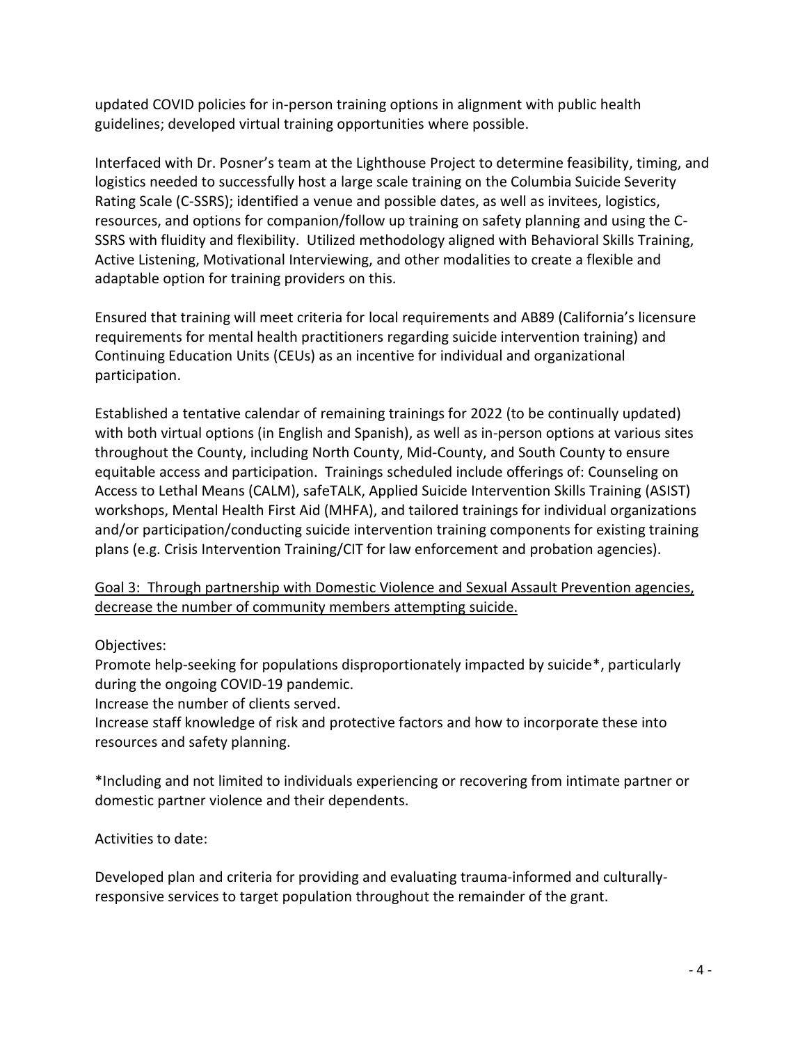updated COVID policies for in-person training options in alignment with public health guidelines; developed virtual training opportunities where possible.

Interfaced with Dr. Posner's team at the Lighthouse Project to determine feasibility, timing, and logistics needed to successfully host a large scale training on the Columbia Suicide Severity Rating Scale (C-SSRS); identified a venue and possible dates, as well as invitees, logistics, resources, and options for companion/follow up training on safety planning and using the C-SSRS with fluidity and flexibility. Utilized methodology aligned with Behavioral Skills Training, Active Listening, Motivational Interviewing, and other modalities to create a flexible and adaptable option for training providers on this.

Ensured that training will meet criteria for local requirements and AB89 (California's licensure requirements for mental health practitioners regarding suicide intervention training) and Continuing Education Units (CEUs) as an incentive for individual and organizational participation.

Established a tentative calendar of remaining trainings for 2022 (to be continually updated) with both virtual options (in English and Spanish), as well as in-person options at various sites throughout the County, including North County, Mid-County, and South County to ensure equitable access and participation. Trainings scheduled include offerings of: Counseling on Access to Lethal Means (CALM), safeTALK, Applied Suicide Intervention Skills Training (ASIST) workshops, Mental Health First Aid (MHFA), and tailored trainings for individual organizations and/or participation/conducting suicide intervention training components for existing training plans (e.g. Crisis Intervention Training/CIT for law enforcement and probation agencies).

<u>Goal 3: Through partnership with Domestic Violence and Sexual Assault Prevention agencies, decrease the number of community members attempting suicide.</u>

Objectives:
Promote help-seeking for populations disproportionately impacted by suicide*, particularly during the ongoing COVID-19 pandemic.
Increase the number of clients served.
Increase staff knowledge of risk and protective factors and how to incorporate these into resources and safety planning.

*Including and not limited to individuals experiencing or recovering from intimate partner or domestic partner violence and their dependents.

Activities to date:

Developed plan and criteria for providing and evaluating trauma-informed and culturally-responsive services to target population throughout the remainder of the grant.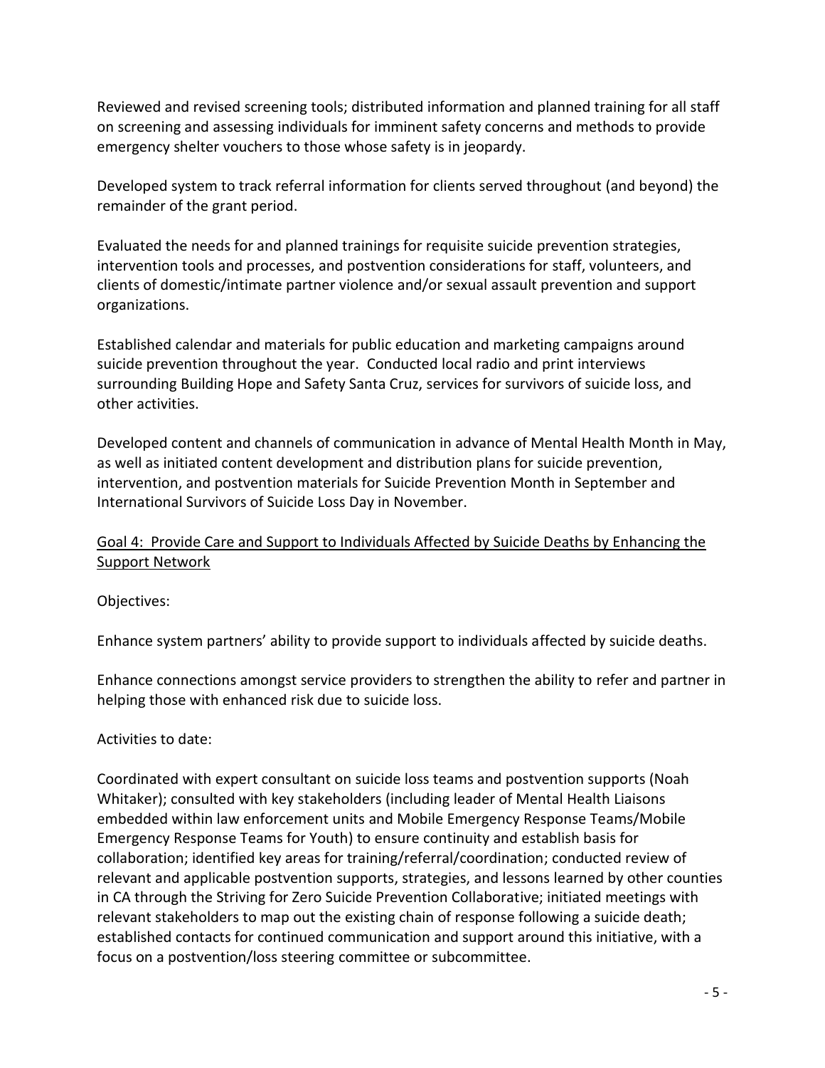Reviewed and revised screening tools; distributed information and planned training for all staff on screening and assessing individuals for imminent safety concerns and methods to provide emergency shelter vouchers to those whose safety is in jeopardy.

Developed system to track referral information for clients served throughout (and beyond) the remainder of the grant period.

Evaluated the needs for and planned trainings for requisite suicide prevention strategies, intervention tools and processes, and postvention considerations for staff, volunteers, and clients of domestic/intimate partner violence and/or sexual assault prevention and support organizations.

Established calendar and materials for public education and marketing campaigns around suicide prevention throughout the year. Conducted local radio and print interviews surrounding Building Hope and Safety Santa Cruz, services for survivors of suicide loss, and other activities.

Developed content and channels of communication in advance of Mental Health Month in May, as well as initiated content development and distribution plans for suicide prevention, intervention, and postvention materials for Suicide Prevention Month in September and International Survivors of Suicide Loss Day in November.

<u>Goal 4: Provide Care and Support to Individuals Affected by Suicide Deaths by Enhancing the Support Network</u>

Objectives:

Enhance system partners' ability to provide support to individuals affected by suicide deaths.

Enhance connections amongst service providers to strengthen the ability to refer and partner in helping those with enhanced risk due to suicide loss.

Activities to date:

Coordinated with expert consultant on suicide loss teams and postvention supports (Noah Whitaker); consulted with key stakeholders (including leader of Mental Health Liaisons embedded within law enforcement units and Mobile Emergency Response Teams/Mobile Emergency Response Teams for Youth) to ensure continuity and establish basis for collaboration; identified key areas for training/referral/coordination; conducted review of relevant and applicable postvention supports, strategies, and lessons learned by other counties in CA through the Striving for Zero Suicide Prevention Collaborative; initiated meetings with relevant stakeholders to map out the existing chain of response following a suicide death; established contacts for continued communication and support around this initiative, with a focus on a postvention/loss steering committee or subcommittee.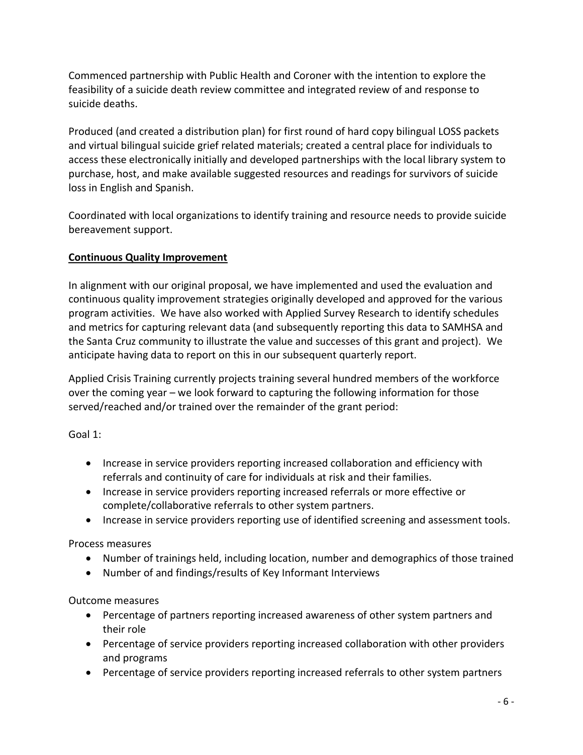Commenced partnership with Public Health and Coroner with the intention to explore the feasibility of a suicide death review committee and integrated review of and response to suicide deaths.

Produced (and created a distribution plan) for first round of hard copy bilingual LOSS packets and virtual bilingual suicide grief related materials; created a central place for individuals to access these electronically initially and developed partnerships with the local library system to purchase, host, and make available suggested resources and readings for survivors of suicide loss in English and Spanish.

Coordinated with local organizations to identify training and resource needs to provide suicide bereavement support.

**Continuous Quality Improvement**

In alignment with our original proposal, we have implemented and used the evaluation and continuous quality improvement strategies originally developed and approved for the various program activities. We have also worked with Applied Survey Research to identify schedules and metrics for capturing relevant data (and subsequently reporting this data to SAMHSA and the Santa Cruz community to illustrate the value and successes of this grant and project). We anticipate having data to report on this in our subsequent quarterly report.

Applied Crisis Training currently projects training several hundred members of the workforce over the coming year – we look forward to capturing the following information for those served/reached and/or trained over the remainder of the grant period:

Goal 1:

- Increase in service providers reporting increased collaboration and efficiency with referrals and continuity of care for individuals at risk and their families.
- Increase in service providers reporting increased referrals or more effective or complete/collaborative referrals to other system partners.
- Increase in service providers reporting use of identified screening and assessment tools.

Process measures

- Number of trainings held, including location, number and demographics of those trained
- Number of and findings/results of Key Informant Interviews

Outcome measures

- Percentage of partners reporting increased awareness of other system partners and their role
- Percentage of service providers reporting increased collaboration with other providers and programs
- Percentage of service providers reporting increased referrals to other system partners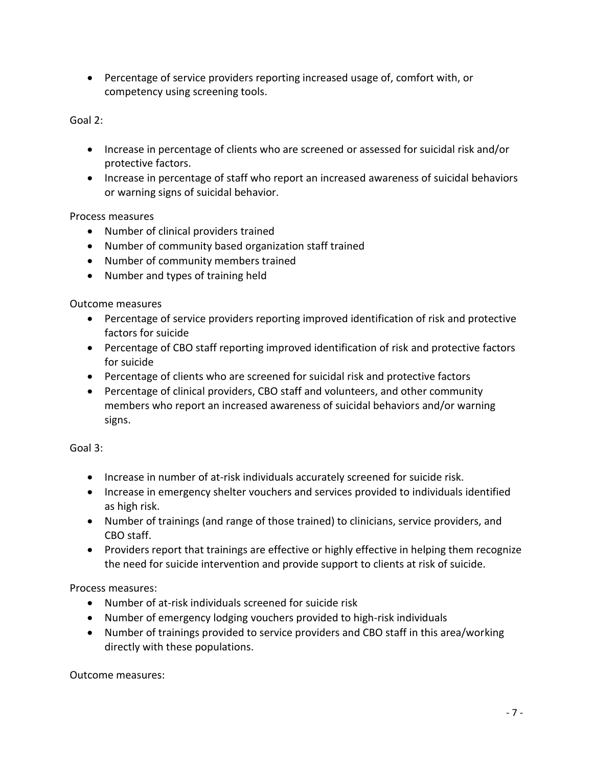- Percentage of service providers reporting increased usage of, comfort with, or competency using screening tools.

Goal 2:

- Increase in percentage of clients who are screened or assessed for suicidal risk and/or protective factors.
- Increase in percentage of staff who report an increased awareness of suicidal behaviors or warning signs of suicidal behavior.

Process measures

- Number of clinical providers trained
- Number of community based organization staff trained
- Number of community members trained
- Number and types of training held

Outcome measures

- Percentage of service providers reporting improved identification of risk and protective factors for suicide
- Percentage of CBO staff reporting improved identification of risk and protective factors for suicide
- Percentage of clients who are screened for suicidal risk and protective factors
- Percentage of clinical providers, CBO staff and volunteers, and other community members who report an increased awareness of suicidal behaviors and/or warning signs.

Goal 3:

- Increase in number of at-risk individuals accurately screened for suicide risk.
- Increase in emergency shelter vouchers and services provided to individuals identified as high risk.
- Number of trainings (and range of those trained) to clinicians, service providers, and CBO staff.
- Providers report that trainings are effective or highly effective in helping them recognize the need for suicide intervention and provide support to clients at risk of suicide.

Process measures:

- Number of at-risk individuals screened for suicide risk
- Number of emergency lodging vouchers provided to high-risk individuals
- Number of trainings provided to service providers and CBO staff in this area/working directly with these populations.

Outcome measures: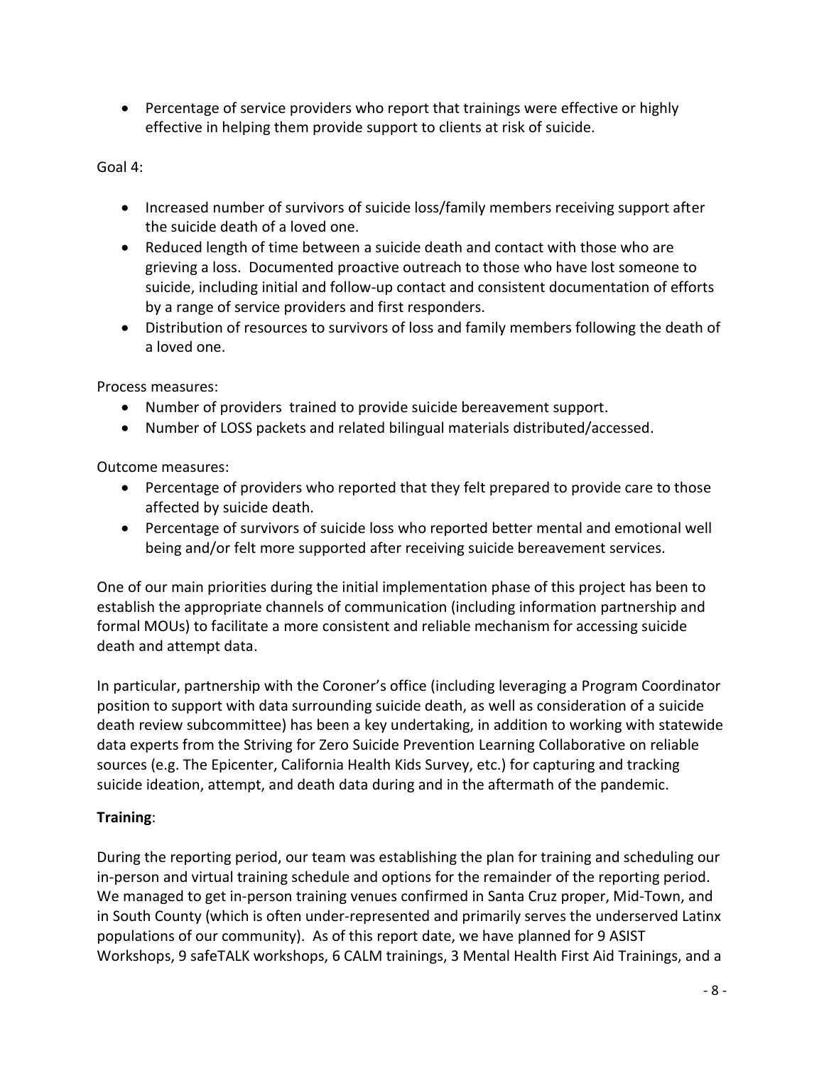- Percentage of service providers who report that trainings were effective or highly effective in helping them provide support to clients at risk of suicide.

Goal 4:

- Increased number of survivors of suicide loss/family members receiving support after the suicide death of a loved one.
- Reduced length of time between a suicide death and contact with those who are grieving a loss. Documented proactive outreach to those who have lost someone to suicide, including initial and follow-up contact and consistent documentation of efforts by a range of service providers and first responders.
- Distribution of resources to survivors of loss and family members following the death of a loved one.

Process measures:

- Number of providers trained to provide suicide bereavement support.
- Number of LOSS packets and related bilingual materials distributed/accessed.

Outcome measures:

- Percentage of providers who reported that they felt prepared to provide care to those affected by suicide death.
- Percentage of survivors of suicide loss who reported better mental and emotional well being and/or felt more supported after receiving suicide bereavement services.

One of our main priorities during the initial implementation phase of this project has been to establish the appropriate channels of communication (including information partnership and formal MOUs) to facilitate a more consistent and reliable mechanism for accessing suicide death and attempt data.

In particular, partnership with the Coroner's office (including leveraging a Program Coordinator position to support with data surrounding suicide death, as well as consideration of a suicide death review subcommittee) has been a key undertaking, in addition to working with statewide data experts from the Striving for Zero Suicide Prevention Learning Collaborative on reliable sources (e.g. The Epicenter, California Health Kids Survey, etc.) for capturing and tracking suicide ideation, attempt, and death data during and in the aftermath of the pandemic.

**Training**:

During the reporting period, our team was establishing the plan for training and scheduling our in-person and virtual training schedule and options for the remainder of the reporting period. We managed to get in-person training venues confirmed in Santa Cruz proper, Mid-Town, and in South County (which is often under-represented and primarily serves the underserved Latinx populations of our community). As of this report date, we have planned for 9 ASIST Workshops, 9 safeTALK workshops, 6 CALM trainings, 3 Mental Health First Aid Trainings, and a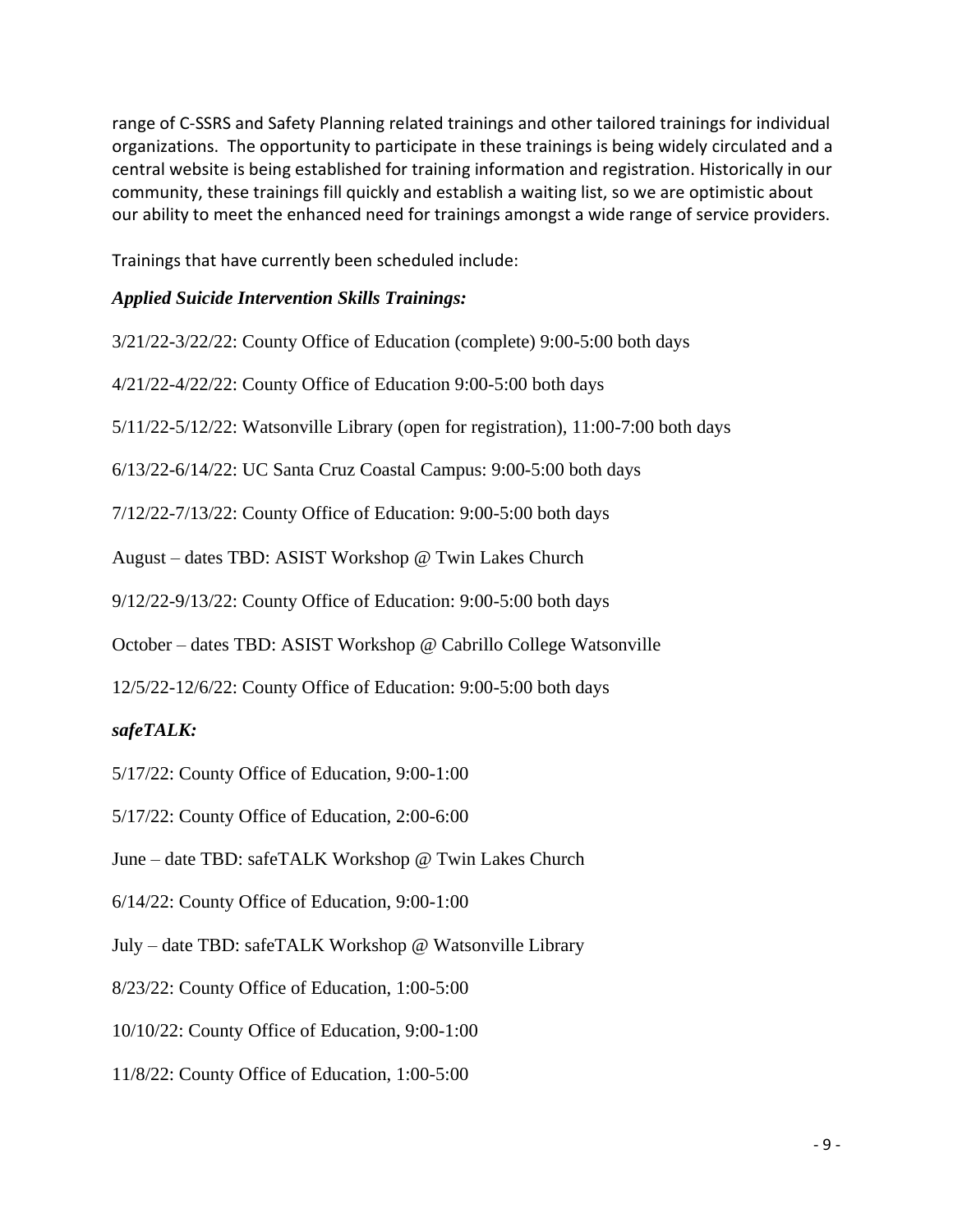range of C-SSRS and Safety Planning related trainings and other tailored trainings for individual organizations. The opportunity to participate in these trainings is being widely circulated and a central website is being established for training information and registration. Historically in our community, these trainings fill quickly and establish a waiting list, so we are optimistic about our ability to meet the enhanced need for trainings amongst a wide range of service providers.

Trainings that have currently been scheduled include:

***Applied Suicide Intervention Skills Trainings:***

3/21/22-3/22/22: County Office of Education (complete) 9:00-5:00 both days

4/21/22-4/22/22: County Office of Education 9:00-5:00 both days

5/11/22-5/12/22: Watsonville Library (open for registration), 11:00-7:00 both days

6/13/22-6/14/22: UC Santa Cruz Coastal Campus: 9:00-5:00 both days

7/12/22-7/13/22: County Office of Education: 9:00-5:00 both days

August – dates TBD: ASIST Workshop @ Twin Lakes Church

9/12/22-9/13/22: County Office of Education: 9:00-5:00 both days

October – dates TBD: ASIST Workshop @ Cabrillo College Watsonville

12/5/22-12/6/22: County Office of Education: 9:00-5:00 both days

***safeTALK:***

5/17/22: County Office of Education, 9:00-1:00

5/17/22: County Office of Education, 2:00-6:00

June – date TBD: safeTALK Workshop @ Twin Lakes Church

6/14/22: County Office of Education, 9:00-1:00

July – date TBD: safeTALK Workshop @ Watsonville Library

8/23/22: County Office of Education, 1:00-5:00

10/10/22: County Office of Education, 9:00-1:00

11/8/22: County Office of Education, 1:00-5:00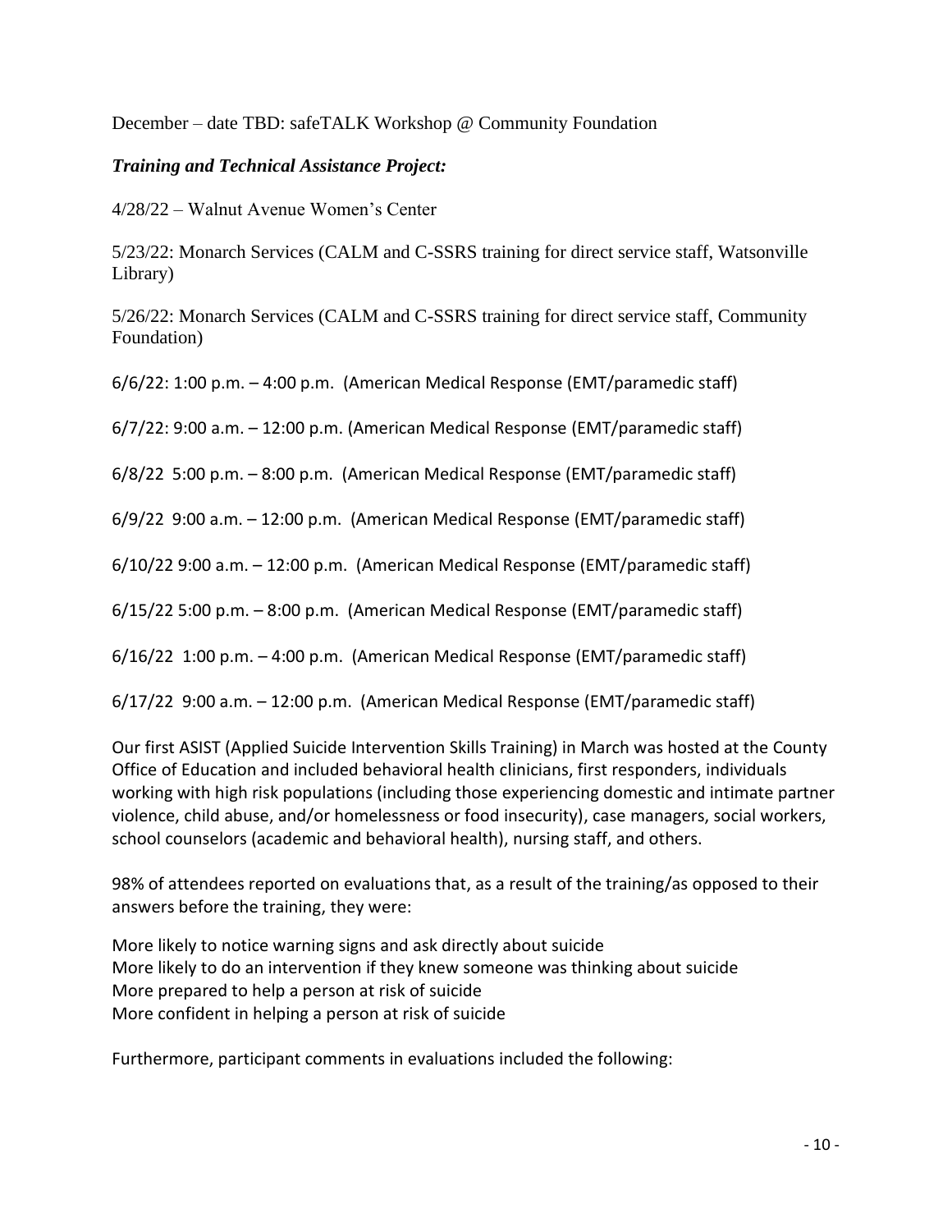December – date TBD: safeTALK Workshop @ Community Foundation

***Training and Technical Assistance Project:***

4/28/22 – Walnut Avenue Women's Center

5/23/22: Monarch Services (CALM and C-SSRS training for direct service staff, Watsonville Library)

5/26/22: Monarch Services (CALM and C-SSRS training for direct service staff, Community Foundation)

6/6/22: 1:00 p.m. – 4:00 p.m. (American Medical Response (EMT/paramedic staff)

6/7/22: 9:00 a.m. – 12:00 p.m. (American Medical Response (EMT/paramedic staff)

6/8/22 5:00 p.m. – 8:00 p.m. (American Medical Response (EMT/paramedic staff)

6/9/22 9:00 a.m. – 12:00 p.m. (American Medical Response (EMT/paramedic staff)

6/10/22 9:00 a.m. – 12:00 p.m. (American Medical Response (EMT/paramedic staff)

6/15/22 5:00 p.m. – 8:00 p.m. (American Medical Response (EMT/paramedic staff)

6/16/22 1:00 p.m. – 4:00 p.m. (American Medical Response (EMT/paramedic staff)

6/17/22 9:00 a.m. – 12:00 p.m. (American Medical Response (EMT/paramedic staff)

Our first ASIST (Applied Suicide Intervention Skills Training) in March was hosted at the County Office of Education and included behavioral health clinicians, first responders, individuals working with high risk populations (including those experiencing domestic and intimate partner violence, child abuse, and/or homelessness or food insecurity), case managers, social workers, school counselors (academic and behavioral health), nursing staff, and others.

98% of attendees reported on evaluations that, as a result of the training/as opposed to their answers before the training, they were:

More likely to notice warning signs and ask directly about suicide
More likely to do an intervention if they knew someone was thinking about suicide
More prepared to help a person at risk of suicide
More confident in helping a person at risk of suicide

Furthermore, participant comments in evaluations included the following: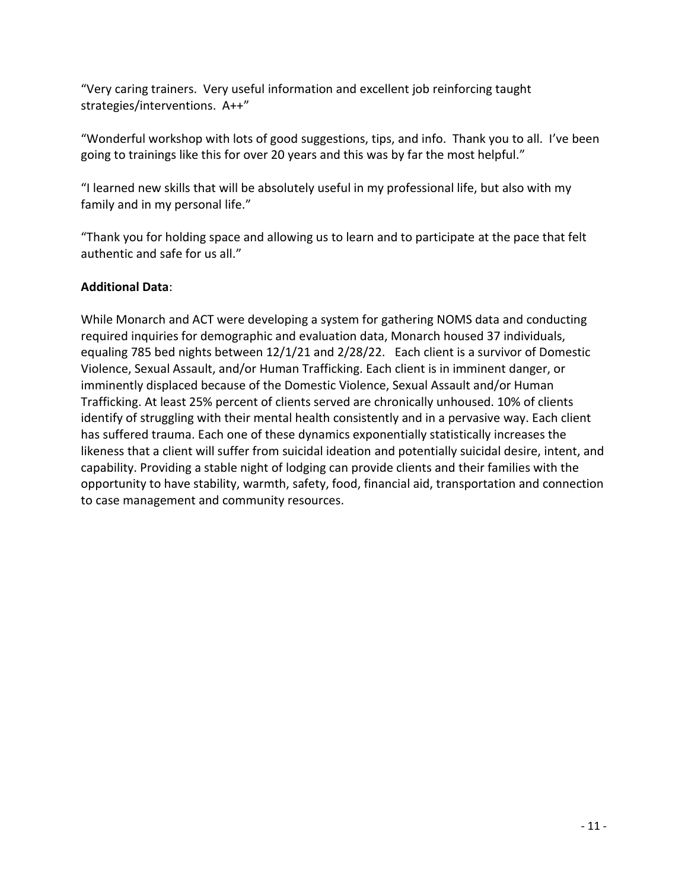"Very caring trainers.  Very useful information and excellent job reinforcing taught strategies/interventions.  A++"

"Wonderful workshop with lots of good suggestions, tips, and info.  Thank you to all.  I've been going to trainings like this for over 20 years and this was by far the most helpful."

"I learned new skills that will be absolutely useful in my professional life, but also with my family and in my personal life."

"Thank you for holding space and allowing us to learn and to participate at the pace that felt authentic and safe for us all."

**Additional Data**:

While Monarch and ACT were developing a system for gathering NOMS data and conducting required inquiries for demographic and evaluation data, Monarch housed 37 individuals, equaling 785 bed nights between 12/1/21 and 2/28/22.   Each client is a survivor of Domestic Violence, Sexual Assault, and/or Human Trafficking. Each client is in imminent danger, or imminently displaced because of the Domestic Violence, Sexual Assault and/or Human Trafficking. At least 25% percent of clients served are chronically unhoused. 10% of clients identify of struggling with their mental health consistently and in a pervasive way. Each client has suffered trauma. Each one of these dynamics exponentially statistically increases the likeness that a client will suffer from suicidal ideation and potentially suicidal desire, intent, and capability. Providing a stable night of lodging can provide clients and their families with the opportunity to have stability, warmth, safety, food, financial aid, transportation and connection to case management and community resources.